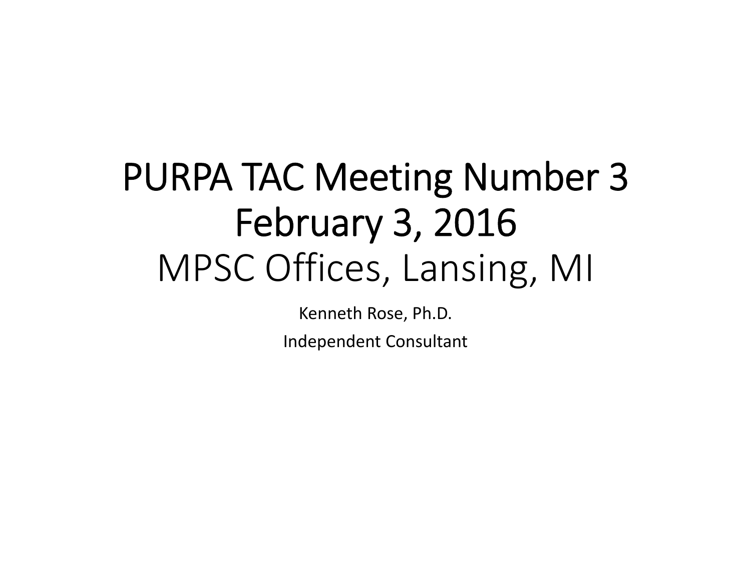# PURPA TAC Meeting Number 3
# February 3, 2016
## MPSC Offices, Lansing, MI

Kenneth Rose, Ph.D.

Independent Consultant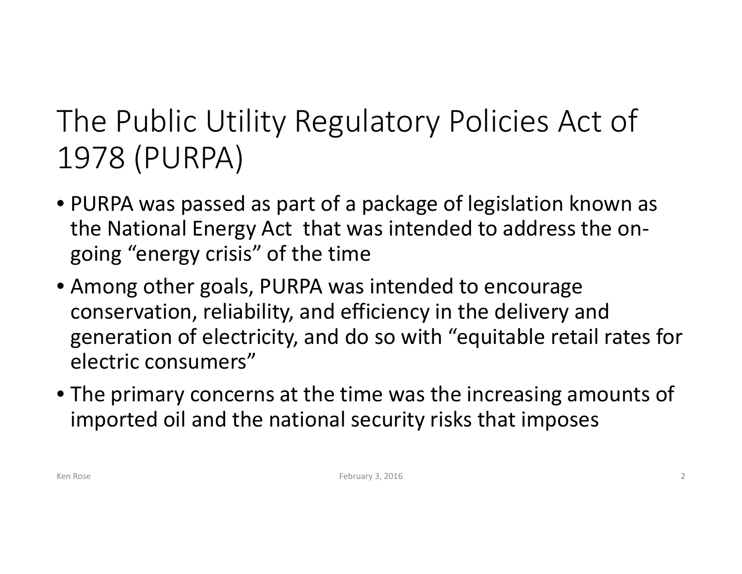# The Public Utility Regulatory Policies Act of 1978 (PURPA)

- PURPA was passed as part of a package of legislation known as the National Energy Act that was intended to address the on-going "energy crisis" of the time
- Among other goals, PURPA was intended to encourage conservation, reliability, and efficiency in the delivery and generation of electricity, and do so with "equitable retail rates for electric consumers"
- The primary concerns at the time was the increasing amounts of imported oil and the national security risks that imposes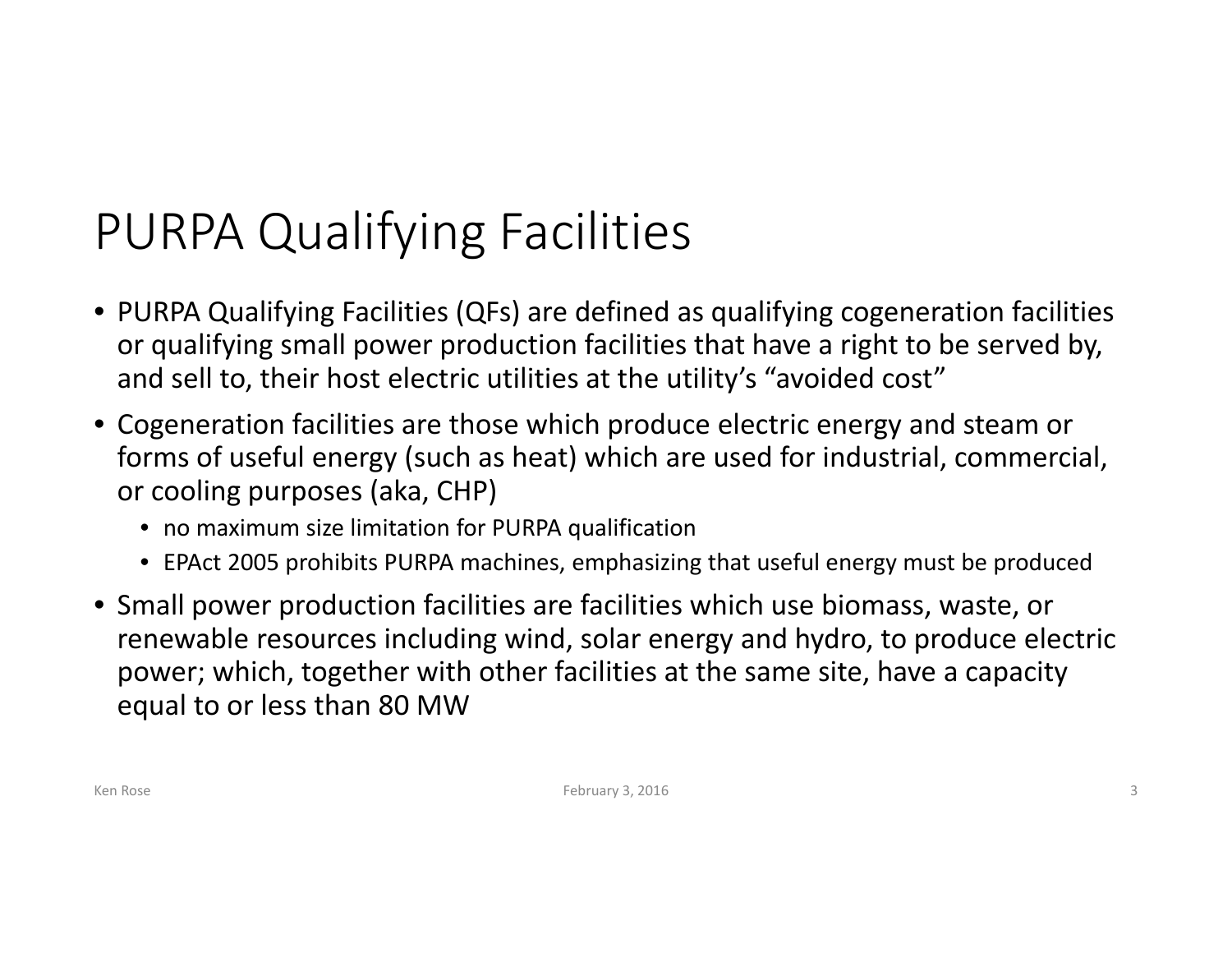# PURPA Qualifying Facilities

- PURPA Qualifying Facilities (QFs) are defined as qualifying cogeneration facilities or qualifying small power production facilities that have a right to be served by, and sell to, their host electric utilities at the utility's "avoided cost"
- Cogeneration facilities are those which produce electric energy and steam or forms of useful energy (such as heat) which are used for industrial, commercial, or cooling purposes (aka, CHP)
  - no maximum size limitation for PURPA qualification
  - EPAct 2005 prohibits PURPA machines, emphasizing that useful energy must be produced
- Small power production facilities are facilities which use biomass, waste, or renewable resources including wind, solar energy and hydro, to produce electric power; which, together with other facilities at the same site, have a capacity equal to or less than 80 MW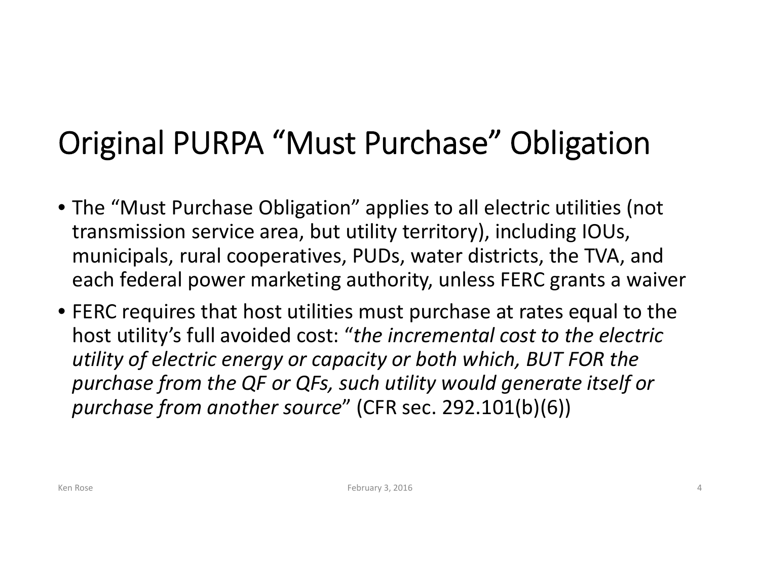# Original PURPA “Must Purchase” Obligation

- The “Must Purchase Obligation” applies to all electric utilities (not transmission service area, but utility territory), including IOUs, municipals, rural cooperatives, PUDs, water districts, the TVA, and each federal power marketing authority, unless FERC grants a waiver
- FERC requires that host utilities must purchase at rates equal to the host utility’s full avoided cost: “*the incremental cost to the electric utility of electric energy or capacity or both which, BUT FOR the purchase from the QF or QFs, such utility would generate itself or purchase from another source*” (CFR sec. 292.101(b)(6))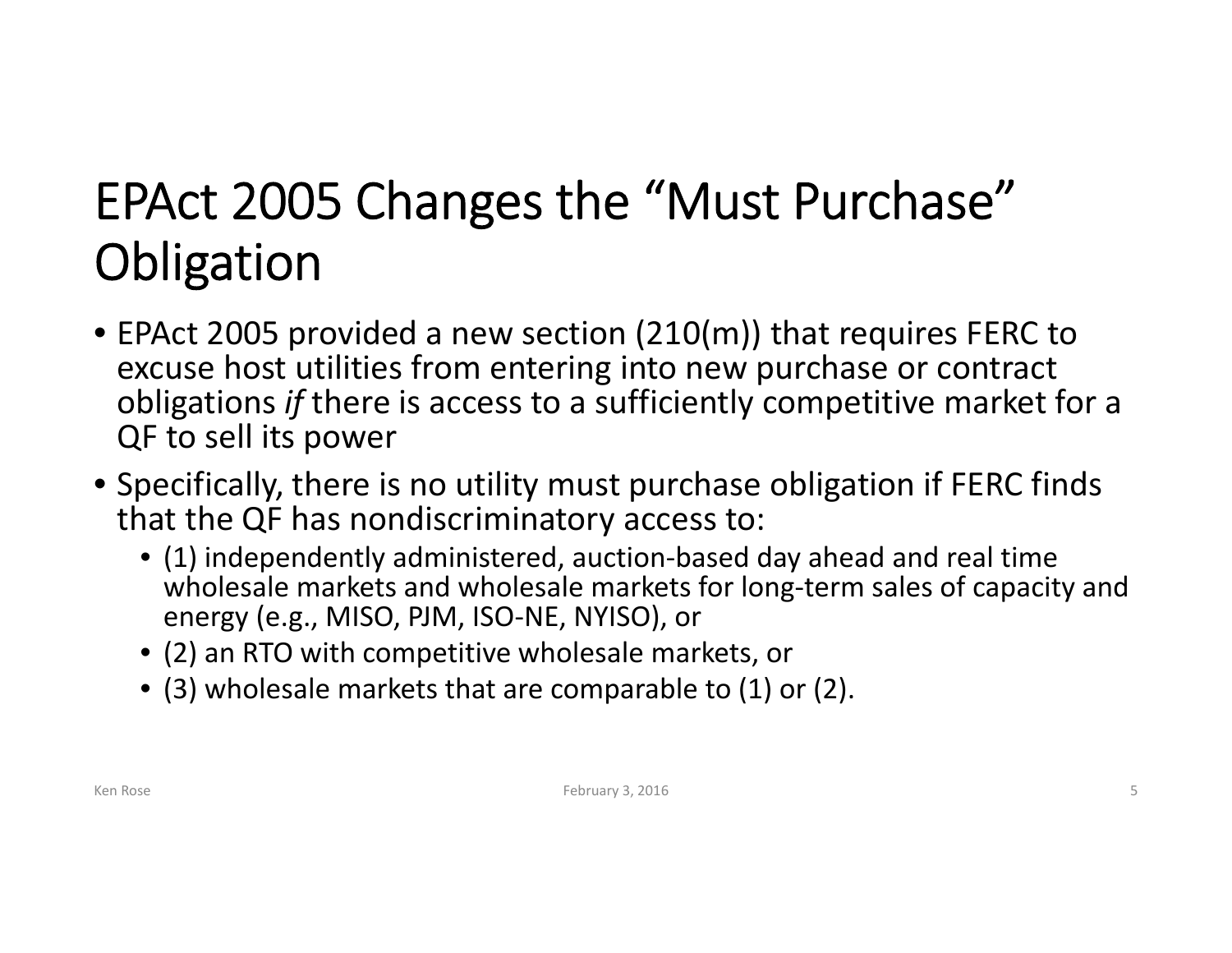# EPAct 2005 Changes the "Must Purchase" Obligation

- EPAct 2005 provided a new section (210(m)) that requires FERC to excuse host utilities from entering into new purchase or contract obligations *if* there is access to a sufficiently competitive market for a QF to sell its power
- Specifically, there is no utility must purchase obligation if FERC finds that the QF has nondiscriminatory access to:
  - (1) independently administered, auction-based day ahead and real time wholesale markets and wholesale markets for long-term sales of capacity and energy (e.g., MISO, PJM, ISO-NE, NYISO), or
  - (2) an RTO with competitive wholesale markets, or
  - (3) wholesale markets that are comparable to (1) or (2).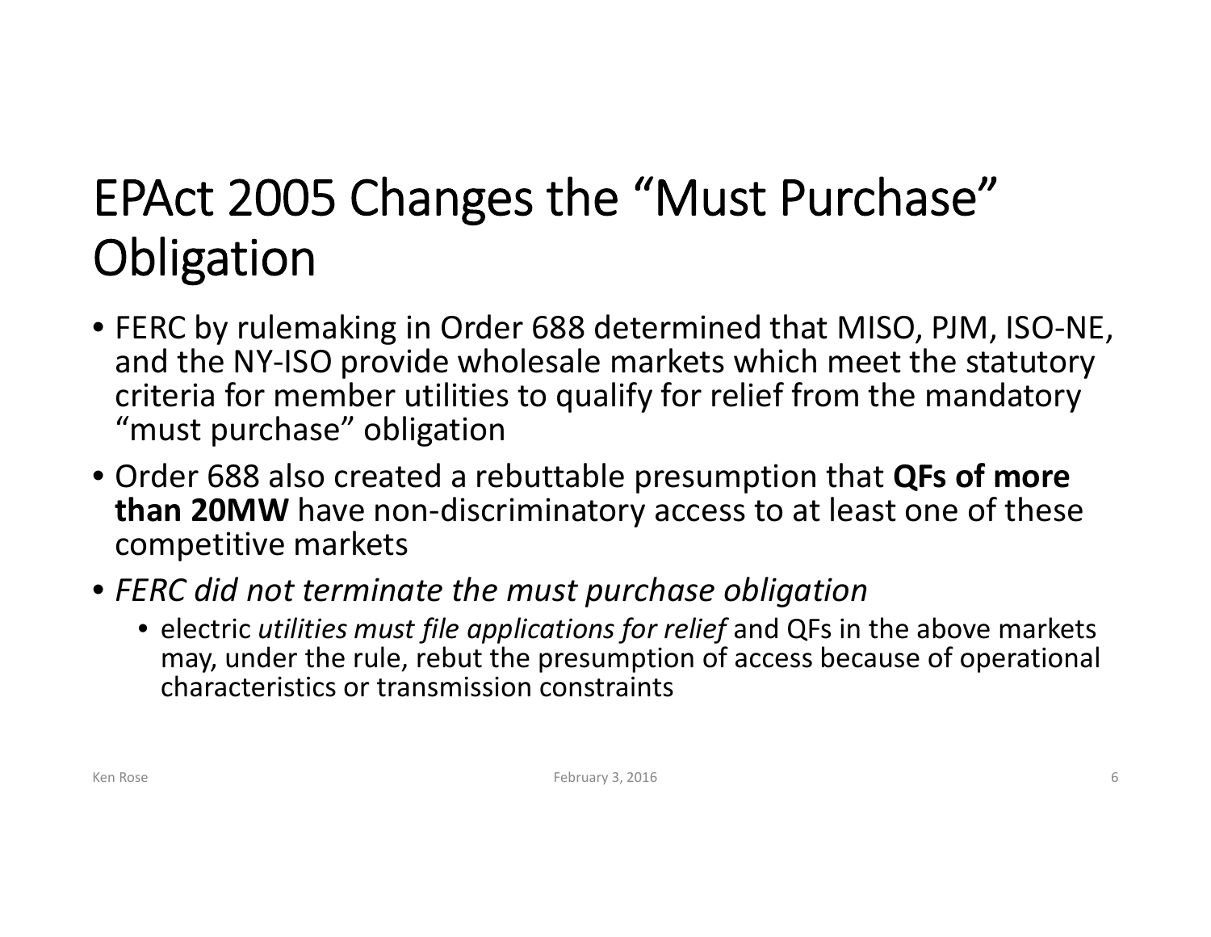# EPAct 2005 Changes the "Must Purchase" Obligation

- FERC by rulemaking in Order 688 determined that MISO, PJM, ISO-NE, and the NY-ISO provide wholesale markets which meet the statutory criteria for member utilities to qualify for relief from the mandatory "must purchase" obligation
- Order 688 also created a rebuttable presumption that **QFs of more than 20MW** have non-discriminatory access to at least one of these competitive markets
- *FERC did not terminate the must purchase obligation*
  - electric *utilities must file applications for relief* and QFs in the above markets may, under the rule, rebut the presumption of access because of operational characteristics or transmission constraints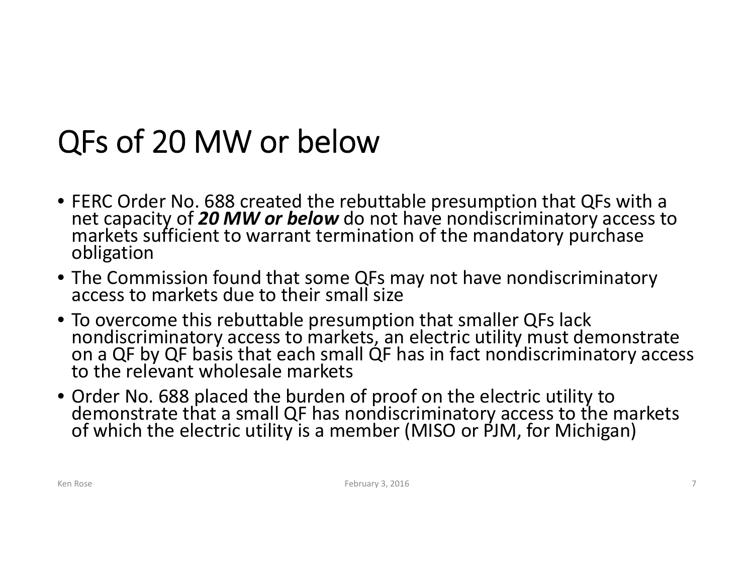# QFs of 20 MW or below

- FERC Order No. 688 created the rebuttable presumption that QFs with a net capacity of ***20 MW or below*** do not have nondiscriminatory access to markets sufficient to warrant termination of the mandatory purchase obligation
- The Commission found that some QFs may not have nondiscriminatory access to markets due to their small size
- To overcome this rebuttable presumption that smaller QFs lack nondiscriminatory access to markets, an electric utility must demonstrate on a QF by QF basis that each small QF has in fact nondiscriminatory access to the relevant wholesale markets
- Order No. 688 placed the burden of proof on the electric utility to demonstrate that a small QF has nondiscriminatory access to the markets of which the electric utility is a member (MISO or PJM, for Michigan)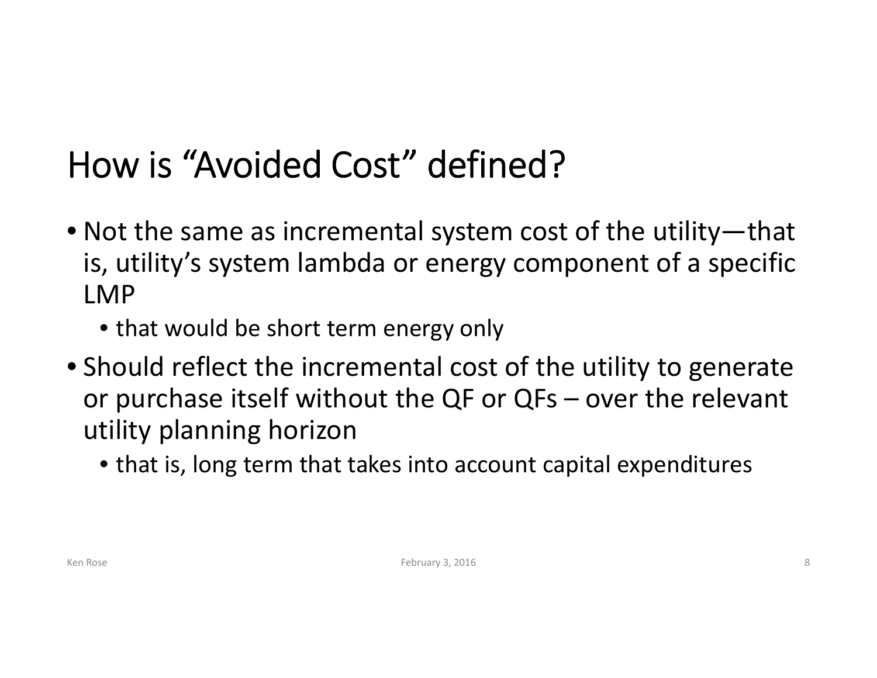# How is "Avoided Cost" defined?

- Not the same as incremental system cost of the utility—that is, utility's system lambda or energy component of a specific LMP
  - that would be short term energy only
- Should reflect the incremental cost of the utility to generate or purchase itself without the QF or QFs – over the relevant utility planning horizon
  - that is, long term that takes into account capital expenditures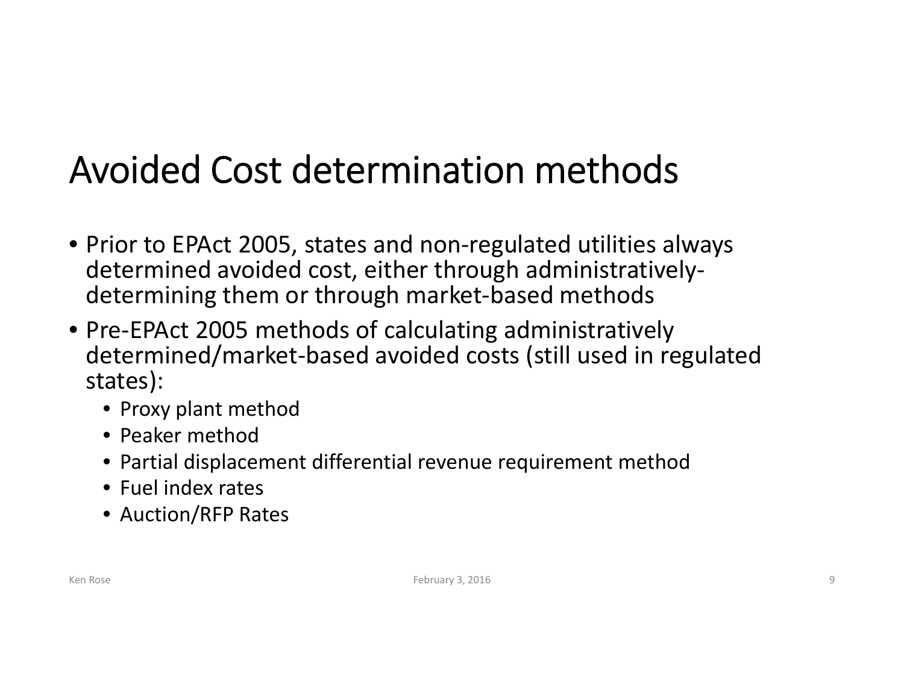# Avoided Cost determination methods

- Prior to EPAct 2005, states and non-regulated utilities always determined avoided cost, either through administratively-determining them or through market-based methods
- Pre-EPAct 2005 methods of calculating administratively determined/market-based avoided costs (still used in regulated states):
  - Proxy plant method
  - Peaker method
  - Partial displacement differential revenue requirement method
  - Fuel index rates
  - Auction/RFP Rates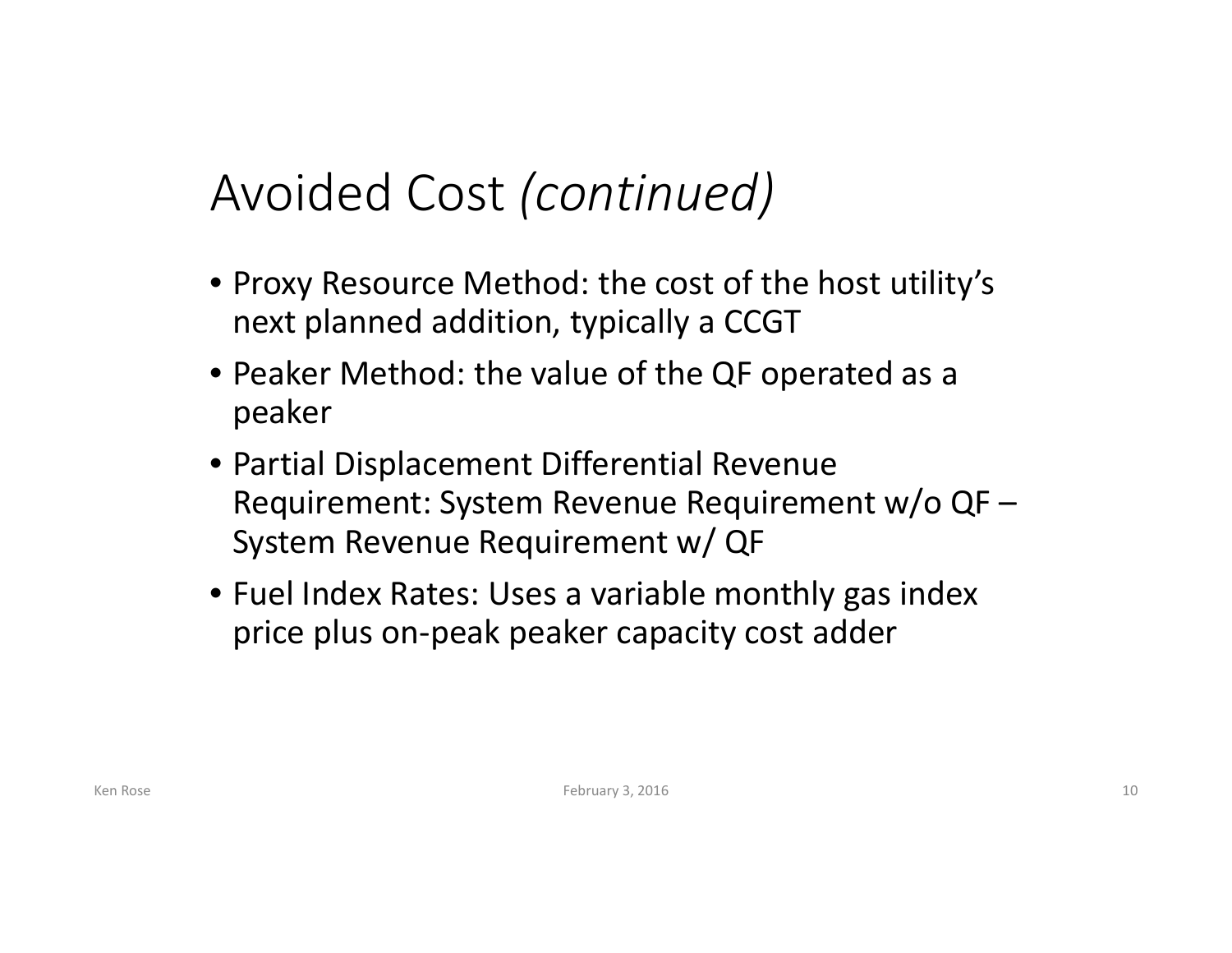# Avoided Cost *(continued)*

- Proxy Resource Method: the cost of the host utility's next planned addition, typically a CCGT
- Peaker Method: the value of the QF operated as a peaker
- Partial Displacement Differential Revenue Requirement: System Revenue Requirement w/o QF – System Revenue Requirement w/ QF
- Fuel Index Rates: Uses a variable monthly gas index price plus on-peak peaker capacity cost adder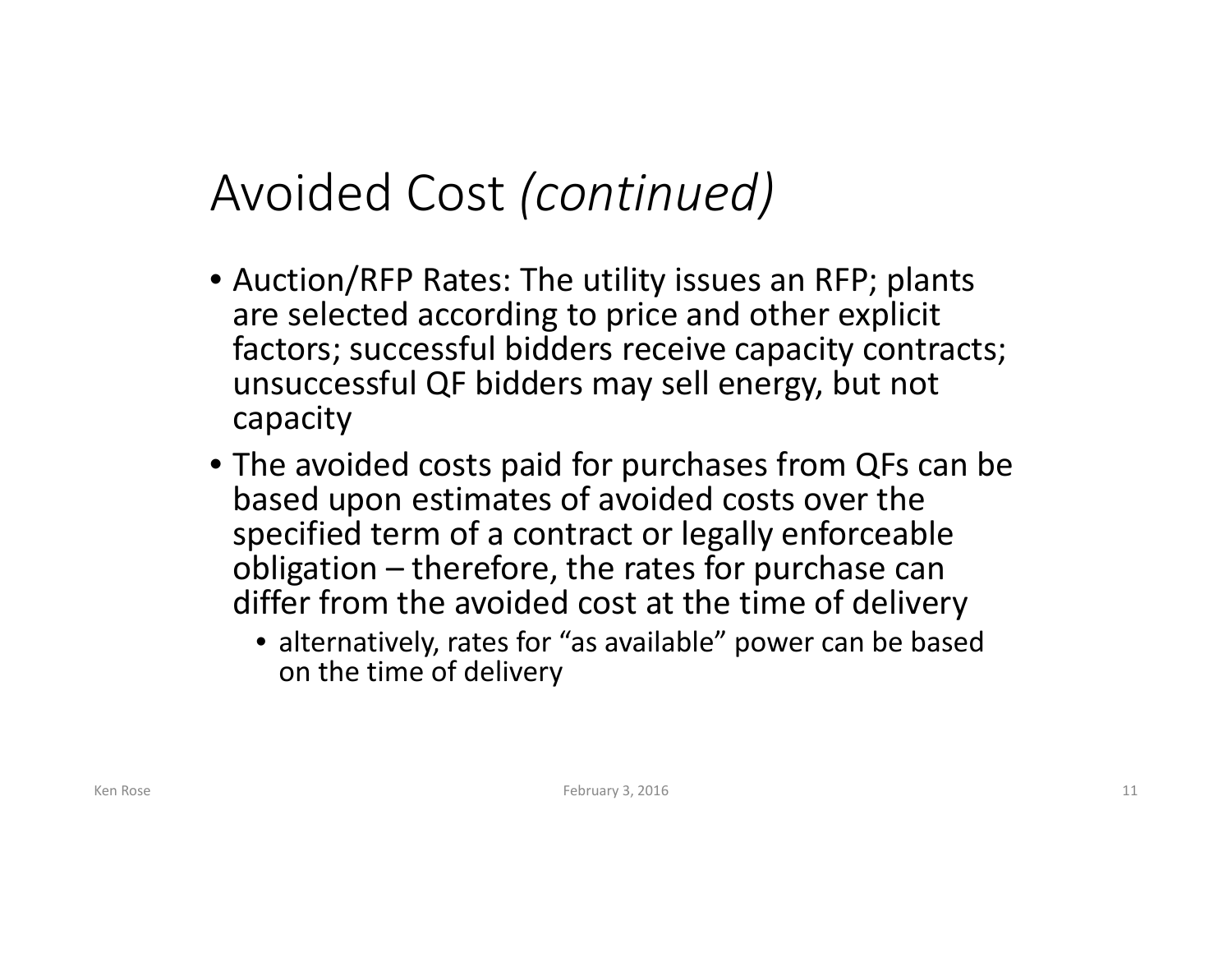# Avoided Cost *(continued)*

- Auction/RFP Rates: The utility issues an RFP; plants are selected according to price and other explicit factors; successful bidders receive capacity contracts; unsuccessful QF bidders may sell energy, but not capacity
- The avoided costs paid for purchases from QFs can be based upon estimates of avoided costs over the specified term of a contract or legally enforceable obligation – therefore, the rates for purchase can differ from the avoided cost at the time of delivery
  - alternatively, rates for "as available" power can be based on the time of delivery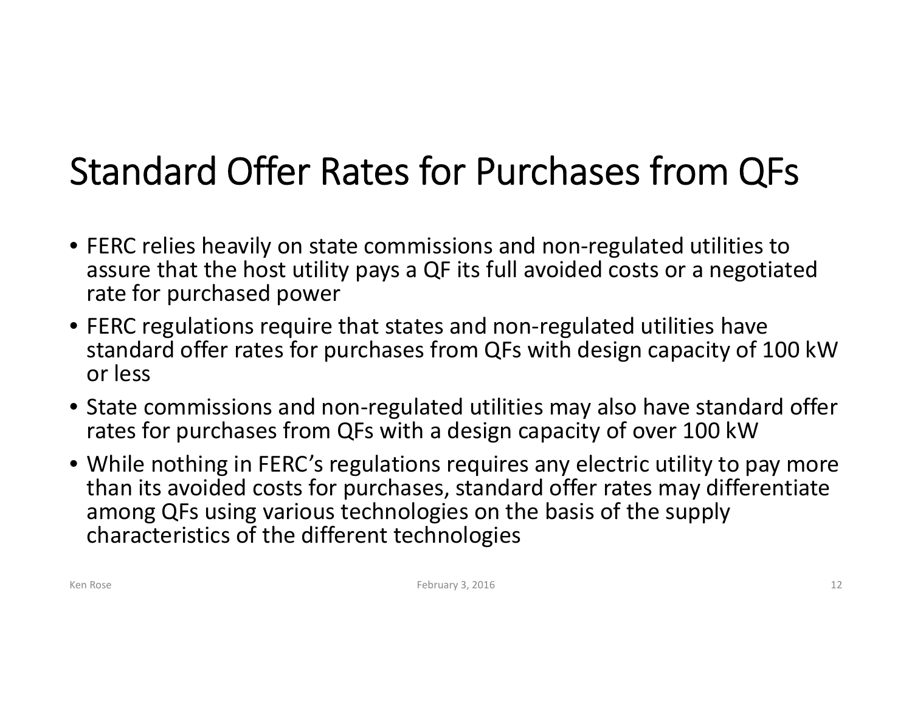# Standard Offer Rates for Purchases from QFs

- FERC relies heavily on state commissions and non-regulated utilities to assure that the host utility pays a QF its full avoided costs or a negotiated rate for purchased power
- FERC regulations require that states and non-regulated utilities have standard offer rates for purchases from QFs with design capacity of 100 kW or less
- State commissions and non-regulated utilities may also have standard offer rates for purchases from QFs with a design capacity of over 100 kW
- While nothing in FERC's regulations requires any electric utility to pay more than its avoided costs for purchases, standard offer rates may differentiate among QFs using various technologies on the basis of the supply characteristics of the different technologies